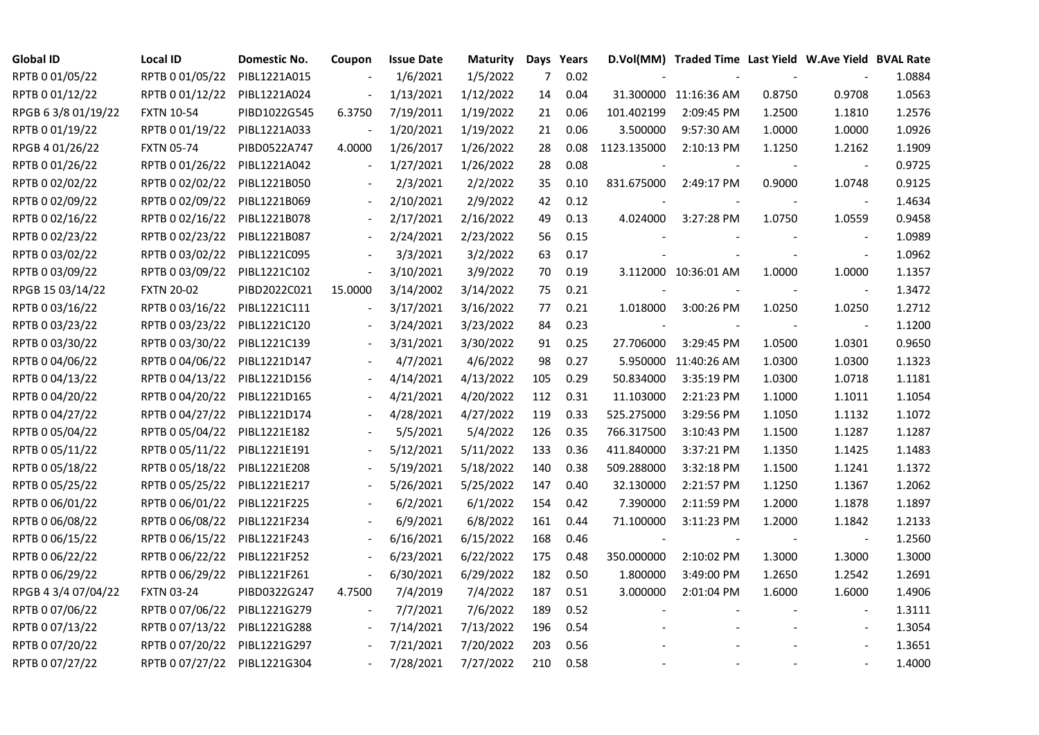| Global ID | Local ID | Domestic No. | Coupon | Issue Date | Maturity | Days | Years | D.Vol(MM) | Traded Time | Last Yield | W.Ave Yield | BVAL Rate |
|---|---|---|---|---|---|---|---|---|---|---|---|---|
| RPTB 0 01/05/22 | RPTB 0 01/05/22 | PIBL1221A015 | - | 1/6/2021 | 1/5/2022 | 7 | 0.02 | - | - | - | - | 1.0884 |
| RPTB 0 01/12/22 | RPTB 0 01/12/22 | PIBL1221A024 | - | 1/13/2021 | 1/12/2022 | 14 | 0.04 | 31.300000 | 11:16:36 AM | 0.8750 | 0.9708 | 1.0563 |
| RPGB 6 3/8 01/19/22 | FXTN 10-54 | PIBD1022G545 | 6.3750 | 7/19/2011 | 1/19/2022 | 21 | 0.06 | 101.402199 | 2:09:45 PM | 1.2500 | 1.1810 | 1.2576 |
| RPTB 0 01/19/22 | RPTB 0 01/19/22 | PIBL1221A033 | - | 1/20/2021 | 1/19/2022 | 21 | 0.06 | 3.500000 | 9:57:30 AM | 1.0000 | 1.0000 | 1.0926 |
| RPGB 4 01/26/22 | FXTN 05-74 | PIBD0522A747 | 4.0000 | 1/26/2017 | 1/26/2022 | 28 | 0.08 | 1123.135000 | 2:10:13 PM | 1.1250 | 1.2162 | 1.1909 |
| RPTB 0 01/26/22 | RPTB 0 01/26/22 | PIBL1221A042 | - | 1/27/2021 | 1/26/2022 | 28 | 0.08 | - | - | - | - | 0.9725 |
| RPTB 0 02/02/22 | RPTB 0 02/02/22 | PIBL1221B050 | - | 2/3/2021 | 2/2/2022 | 35 | 0.10 | 831.675000 | 2:49:17 PM | 0.9000 | 1.0748 | 0.9125 |
| RPTB 0 02/09/22 | RPTB 0 02/09/22 | PIBL1221B069 | - | 2/10/2021 | 2/9/2022 | 42 | 0.12 | - | - | - | - | 1.4634 |
| RPTB 0 02/16/22 | RPTB 0 02/16/22 | PIBL1221B078 | - | 2/17/2021 | 2/16/2022 | 49 | 0.13 | 4.024000 | 3:27:28 PM | 1.0750 | 1.0559 | 0.9458 |
| RPTB 0 02/23/22 | RPTB 0 02/23/22 | PIBL1221B087 | - | 2/24/2021 | 2/23/2022 | 56 | 0.15 | - | - | - | - | 1.0989 |
| RPTB 0 03/02/22 | RPTB 0 03/02/22 | PIBL1221C095 | - | 3/3/2021 | 3/2/2022 | 63 | 0.17 | - | - | - | - | 1.0962 |
| RPTB 0 03/09/22 | RPTB 0 03/09/22 | PIBL1221C102 | - | 3/10/2021 | 3/9/2022 | 70 | 0.19 | 3.112000 | 10:36:01 AM | 1.0000 | 1.0000 | 1.1357 |
| RPGB 15 03/14/22 | FXTN 20-02 | PIBD2022C021 | 15.0000 | 3/14/2002 | 3/14/2022 | 75 | 0.21 | - | - | - | - | 1.3472 |
| RPTB 0 03/16/22 | RPTB 0 03/16/22 | PIBL1221C111 | - | 3/17/2021 | 3/16/2022 | 77 | 0.21 | 1.018000 | 3:00:26 PM | 1.0250 | 1.0250 | 1.2712 |
| RPTB 0 03/23/22 | RPTB 0 03/23/22 | PIBL1221C120 | - | 3/24/2021 | 3/23/2022 | 84 | 0.23 | - | - | - | - | 1.1200 |
| RPTB 0 03/30/22 | RPTB 0 03/30/22 | PIBL1221C139 | - | 3/31/2021 | 3/30/2022 | 91 | 0.25 | 27.706000 | 3:29:45 PM | 1.0500 | 1.0301 | 0.9650 |
| RPTB 0 04/06/22 | RPTB 0 04/06/22 | PIBL1221D147 | - | 4/7/2021 | 4/6/2022 | 98 | 0.27 | 5.950000 | 11:40:26 AM | 1.0300 | 1.0300 | 1.1323 |
| RPTB 0 04/13/22 | RPTB 0 04/13/22 | PIBL1221D156 | - | 4/14/2021 | 4/13/2022 | 105 | 0.29 | 50.834000 | 3:35:19 PM | 1.0300 | 1.0718 | 1.1181 |
| RPTB 0 04/20/22 | RPTB 0 04/20/22 | PIBL1221D165 | - | 4/21/2021 | 4/20/2022 | 112 | 0.31 | 11.103000 | 2:21:23 PM | 1.1000 | 1.1011 | 1.1054 |
| RPTB 0 04/27/22 | RPTB 0 04/27/22 | PIBL1221D174 | - | 4/28/2021 | 4/27/2022 | 119 | 0.33 | 525.275000 | 3:29:56 PM | 1.1050 | 1.1132 | 1.1072 |
| RPTB 0 05/04/22 | RPTB 0 05/04/22 | PIBL1221E182 | - | 5/5/2021 | 5/4/2022 | 126 | 0.35 | 766.317500 | 3:10:43 PM | 1.1500 | 1.1287 | 1.1287 |
| RPTB 0 05/11/22 | RPTB 0 05/11/22 | PIBL1221E191 | - | 5/12/2021 | 5/11/2022 | 133 | 0.36 | 411.840000 | 3:37:21 PM | 1.1350 | 1.1425 | 1.1483 |
| RPTB 0 05/18/22 | RPTB 0 05/18/22 | PIBL1221E208 | - | 5/19/2021 | 5/18/2022 | 140 | 0.38 | 509.288000 | 3:32:18 PM | 1.1500 | 1.1241 | 1.1372 |
| RPTB 0 05/25/22 | RPTB 0 05/25/22 | PIBL1221E217 | - | 5/26/2021 | 5/25/2022 | 147 | 0.40 | 32.130000 | 2:21:57 PM | 1.1250 | 1.1367 | 1.2062 |
| RPTB 0 06/01/22 | RPTB 0 06/01/22 | PIBL1221F225 | - | 6/2/2021 | 6/1/2022 | 154 | 0.42 | 7.390000 | 2:11:59 PM | 1.2000 | 1.1878 | 1.1897 |
| RPTB 0 06/08/22 | RPTB 0 06/08/22 | PIBL1221F234 | - | 6/9/2021 | 6/8/2022 | 161 | 0.44 | 71.100000 | 3:11:23 PM | 1.2000 | 1.1842 | 1.2133 |
| RPTB 0 06/15/22 | RPTB 0 06/15/22 | PIBL1221F243 | - | 6/16/2021 | 6/15/2022 | 168 | 0.46 | - | - | - | - | 1.2560 |
| RPTB 0 06/22/22 | RPTB 0 06/22/22 | PIBL1221F252 | - | 6/23/2021 | 6/22/2022 | 175 | 0.48 | 350.000000 | 2:10:02 PM | 1.3000 | 1.3000 | 1.3000 |
| RPTB 0 06/29/22 | RPTB 0 06/29/22 | PIBL1221F261 | - | 6/30/2021 | 6/29/2022 | 182 | 0.50 | 1.800000 | 3:49:00 PM | 1.2650 | 1.2542 | 1.2691 |
| RPGB 4 3/4 07/04/22 | FXTN 03-24 | PIBD0322G247 | 4.7500 | 7/4/2019 | 7/4/2022 | 187 | 0.51 | 3.000000 | 2:01:04 PM | 1.6000 | 1.6000 | 1.4906 |
| RPTB 0 07/06/22 | RPTB 0 07/06/22 | PIBL1221G279 | - | 7/7/2021 | 7/6/2022 | 189 | 0.52 | - | - | - | - | 1.3111 |
| RPTB 0 07/13/22 | RPTB 0 07/13/22 | PIBL1221G288 | - | 7/14/2021 | 7/13/2022 | 196 | 0.54 | - | - | - | - | 1.3054 |
| RPTB 0 07/20/22 | RPTB 0 07/20/22 | PIBL1221G297 | - | 7/21/2021 | 7/20/2022 | 203 | 0.56 | - | - | - | - | 1.3651 |
| RPTB 0 07/27/22 | RPTB 0 07/27/22 | PIBL1221G304 | - | 7/28/2021 | 7/27/2022 | 210 | 0.58 | - | - | - | - | 1.4000 |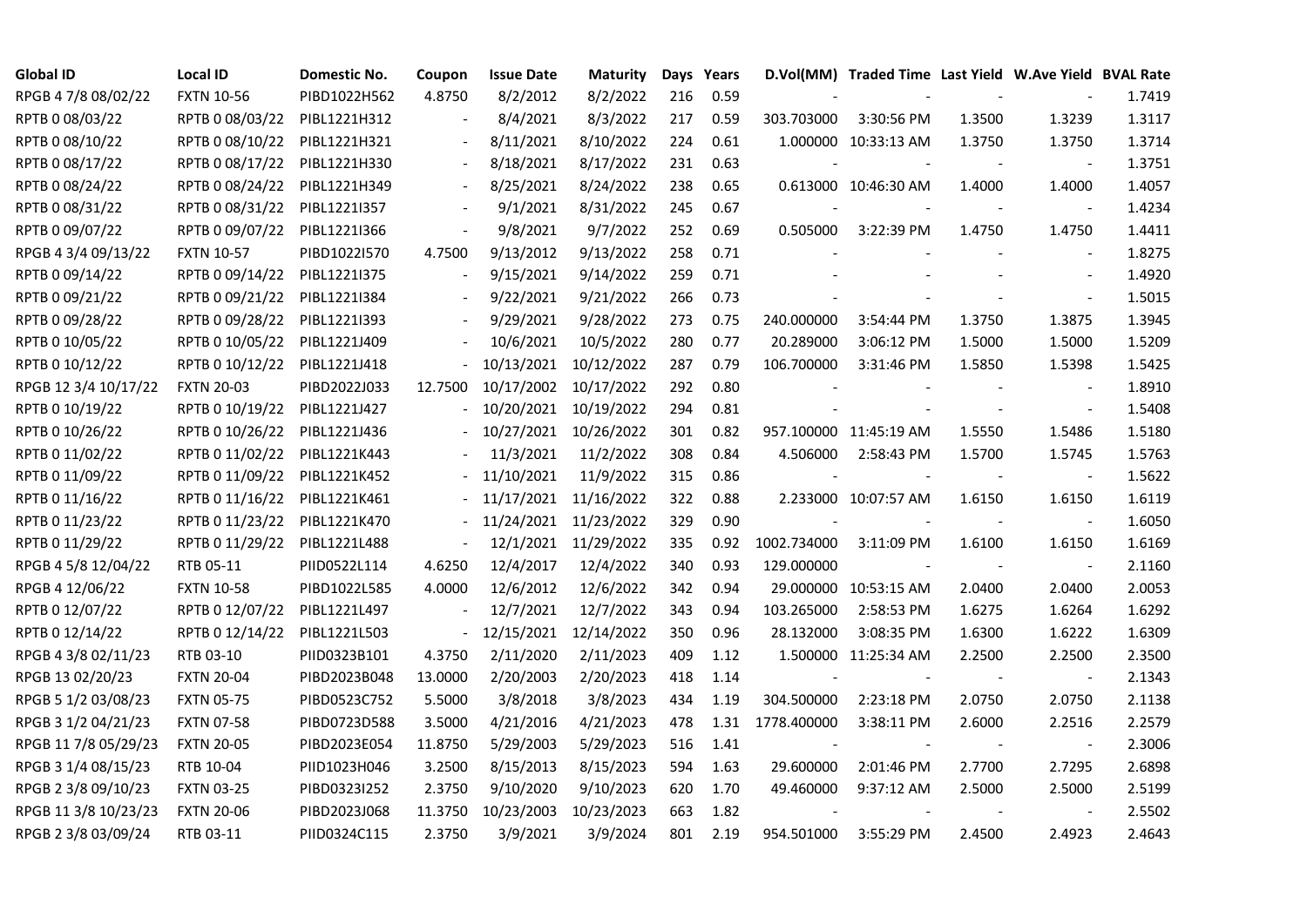| Global ID | Local ID | Domestic No. | Coupon | Issue Date | Maturity | Days | Years | D.Vol(MM) | Traded Time | Last Yield | W.Ave Yield | BVAL Rate |
|---|---|---|---|---|---|---|---|---|---|---|---|---|
| RPGB 4 7/8 08/02/22 | FXTN 10-56 | PIBD1022H562 | 4.8750 | 8/2/2012 | 8/2/2022 | 216 | 0.59 | - | - | - | - | 1.7419 |
| RPTB 0 08/03/22 | RPTB 0 08/03/22 | PIBL1221H312 | - | 8/4/2021 | 8/3/2022 | 217 | 0.59 | 303.703000 | 3:30:56 PM | 1.3500 | 1.3239 | 1.3117 |
| RPTB 0 08/10/22 | RPTB 0 08/10/22 | PIBL1221H321 | - | 8/11/2021 | 8/10/2022 | 224 | 0.61 | 1.000000 | 10:33:13 AM | 1.3750 | 1.3750 | 1.3714 |
| RPTB 0 08/17/22 | RPTB 0 08/17/22 | PIBL1221H330 | - | 8/18/2021 | 8/17/2022 | 231 | 0.63 | - | - | - | - | 1.3751 |
| RPTB 0 08/24/22 | RPTB 0 08/24/22 | PIBL1221H349 | - | 8/25/2021 | 8/24/2022 | 238 | 0.65 | 0.613000 | 10:46:30 AM | 1.4000 | 1.4000 | 1.4057 |
| RPTB 0 08/31/22 | RPTB 0 08/31/22 | PIBL1221I357 | - | 9/1/2021 | 8/31/2022 | 245 | 0.67 | - | - | - | - | 1.4234 |
| RPTB 0 09/07/22 | RPTB 0 09/07/22 | PIBL1221I366 | - | 9/8/2021 | 9/7/2022 | 252 | 0.69 | 0.505000 | 3:22:39 PM | 1.4750 | 1.4750 | 1.4411 |
| RPGB 4 3/4 09/13/22 | FXTN 10-57 | PIBD1022I570 | 4.7500 | 9/13/2012 | 9/13/2022 | 258 | 0.71 | - | - | - | - | 1.8275 |
| RPTB 0 09/14/22 | RPTB 0 09/14/22 | PIBL1221I375 | - | 9/15/2021 | 9/14/2022 | 259 | 0.71 | - | - | - | - | 1.4920 |
| RPTB 0 09/21/22 | RPTB 0 09/21/22 | PIBL1221I384 | - | 9/22/2021 | 9/21/2022 | 266 | 0.73 | - | - | - | - | 1.5015 |
| RPTB 0 09/28/22 | RPTB 0 09/28/22 | PIBL1221I393 | - | 9/29/2021 | 9/28/2022 | 273 | 0.75 | 240.000000 | 3:54:44 PM | 1.3750 | 1.3875 | 1.3945 |
| RPTB 0 10/05/22 | RPTB 0 10/05/22 | PIBL1221J409 | - | 10/6/2021 | 10/5/2022 | 280 | 0.77 | 20.289000 | 3:06:12 PM | 1.5000 | 1.5000 | 1.5209 |
| RPTB 0 10/12/22 | RPTB 0 10/12/22 | PIBL1221J418 | - | 10/13/2021 | 10/12/2022 | 287 | 0.79 | 106.700000 | 3:31:46 PM | 1.5850 | 1.5398 | 1.5425 |
| RPGB 12 3/4 10/17/22 | FXTN 20-03 | PIBD2022J033 | 12.7500 | 10/17/2002 | 10/17/2022 | 292 | 0.80 | - | - | - | - | 1.8910 |
| RPTB 0 10/19/22 | RPTB 0 10/19/22 | PIBL1221J427 | - | 10/20/2021 | 10/19/2022 | 294 | 0.81 | - | - | - | - | 1.5408 |
| RPTB 0 10/26/22 | RPTB 0 10/26/22 | PIBL1221J436 | - | 10/27/2021 | 10/26/2022 | 301 | 0.82 | 957.100000 | 11:45:19 AM | 1.5550 | 1.5486 | 1.5180 |
| RPTB 0 11/02/22 | RPTB 0 11/02/22 | PIBL1221K443 | - | 11/3/2021 | 11/2/2022 | 308 | 0.84 | 4.506000 | 2:58:43 PM | 1.5700 | 1.5745 | 1.5763 |
| RPTB 0 11/09/22 | RPTB 0 11/09/22 | PIBL1221K452 | - | 11/10/2021 | 11/9/2022 | 315 | 0.86 | - | - | - | - | 1.5622 |
| RPTB 0 11/16/22 | RPTB 0 11/16/22 | PIBL1221K461 | - | 11/17/2021 | 11/16/2022 | 322 | 0.88 | 2.233000 | 10:07:57 AM | 1.6150 | 1.6150 | 1.6119 |
| RPTB 0 11/23/22 | RPTB 0 11/23/22 | PIBL1221K470 | - | 11/24/2021 | 11/23/2022 | 329 | 0.90 | - | - | - | - | 1.6050 |
| RPTB 0 11/29/22 | RPTB 0 11/29/22 | PIBL1221L488 | - | 12/1/2021 | 11/29/2022 | 335 | 0.92 | 1002.734000 | 3:11:09 PM | 1.6100 | 1.6150 | 1.6169 |
| RPGB 4 5/8 12/04/22 | RTB 05-11 | PIID0522L114 | 4.6250 | 12/4/2017 | 12/4/2022 | 340 | 0.93 | 129.000000 | - | - | - | 2.1160 |
| RPGB 4 12/06/22 | FXTN 10-58 | PIBD1022L585 | 4.0000 | 12/6/2012 | 12/6/2022 | 342 | 0.94 | 29.000000 | 10:53:15 AM | 2.0400 | 2.0400 | 2.0053 |
| RPTB 0 12/07/22 | RPTB 0 12/07/22 | PIBL1221L497 | - | 12/7/2021 | 12/7/2022 | 343 | 0.94 | 103.265000 | 2:58:53 PM | 1.6275 | 1.6264 | 1.6292 |
| RPTB 0 12/14/22 | RPTB 0 12/14/22 | PIBL1221L503 | - | 12/15/2021 | 12/14/2022 | 350 | 0.96 | 28.132000 | 3:08:35 PM | 1.6300 | 1.6222 | 1.6309 |
| RPGB 4 3/8 02/11/23 | RTB 03-10 | PIID0323B101 | 4.3750 | 2/11/2020 | 2/11/2023 | 409 | 1.12 | 1.500000 | 11:25:34 AM | 2.2500 | 2.2500 | 2.3500 |
| RPGB 13 02/20/23 | FXTN 20-04 | PIBD2023B048 | 13.0000 | 2/20/2003 | 2/20/2023 | 418 | 1.14 | - | - | - | - | 2.1343 |
| RPGB 5 1/2 03/08/23 | FXTN 05-75 | PIBD0523C752 | 5.5000 | 3/8/2018 | 3/8/2023 | 434 | 1.19 | 304.500000 | 2:23:18 PM | 2.0750 | 2.0750 | 2.1138 |
| RPGB 3 1/2 04/21/23 | FXTN 07-58 | PIBD0723D588 | 3.5000 | 4/21/2016 | 4/21/2023 | 478 | 1.31 | 1778.400000 | 3:38:11 PM | 2.6000 | 2.2516 | 2.2579 |
| RPGB 11 7/8 05/29/23 | FXTN 20-05 | PIBD2023E054 | 11.8750 | 5/29/2003 | 5/29/2023 | 516 | 1.41 | - | - | - | - | 2.3006 |
| RPGB 3 1/4 08/15/23 | RTB 10-04 | PIID1023H046 | 3.2500 | 8/15/2013 | 8/15/2023 | 594 | 1.63 | 29.600000 | 2:01:46 PM | 2.7700 | 2.7295 | 2.6898 |
| RPGB 2 3/8 09/10/23 | FXTN 03-25 | PIBD0323I252 | 2.3750 | 9/10/2020 | 9/10/2023 | 620 | 1.70 | 49.460000 | 9:37:12 AM | 2.5000 | 2.5000 | 2.5199 |
| RPGB 11 3/8 10/23/23 | FXTN 20-06 | PIBD2023J068 | 11.3750 | 10/23/2003 | 10/23/2023 | 663 | 1.82 | - | - | - | - | 2.5502 |
| RPGB 2 3/8 03/09/24 | RTB 03-11 | PIID0324C115 | 2.3750 | 3/9/2021 | 3/9/2024 | 801 | 2.19 | 954.501000 | 3:55:29 PM | 2.4500 | 2.4923 | 2.4643 |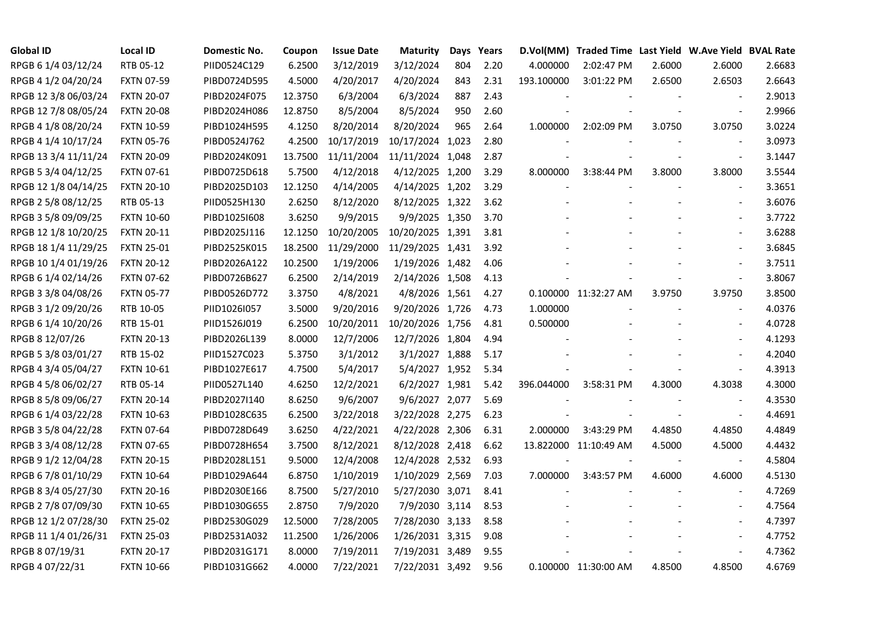| Global ID | Local ID | Domestic No. | Coupon | Issue Date | Maturity | Days | Years | D.Vol(MM) | Traded Time | Last Yield | W.Ave Yield | BVAL Rate |
|---|---|---|---|---|---|---|---|---|---|---|---|---|
| RPGB 6 1/4 03/12/24 | RTB 05-12 | PIID0524C129 | 6.2500 | 3/12/2019 | 3/12/2024 | 804 | 2.20 | 4.000000 | 2:02:47 PM | 2.6000 | 2.6000 | 2.6683 |
| RPGB 4 1/2 04/20/24 | FXTN 07-59 | PIBD0724D595 | 4.5000 | 4/20/2017 | 4/20/2024 | 843 | 2.31 | 193.100000 | 3:01:22 PM | 2.6500 | 2.6503 | 2.6643 |
| RPGB 12 3/8 06/03/24 | FXTN 20-07 | PIBD2024F075 | 12.3750 | 6/3/2004 | 6/3/2024 | 887 | 2.43 | - | - | - | - | 2.9013 |
| RPGB 12 7/8 08/05/24 | FXTN 20-08 | PIBD2024H086 | 12.8750 | 8/5/2004 | 8/5/2024 | 950 | 2.60 | - | - | - | - | 2.9966 |
| RPGB 4 1/8 08/20/24 | FXTN 10-59 | PIBD1024H595 | 4.1250 | 8/20/2014 | 8/20/2024 | 965 | 2.64 | 1.000000 | 2:02:09 PM | 3.0750 | 3.0750 | 3.0224 |
| RPGB 4 1/4 10/17/24 | FXTN 05-76 | PIBD0524J762 | 4.2500 | 10/17/2019 | 10/17/2024 | 1,023 | 2.80 | - | - | - | - | 3.0973 |
| RPGB 13 3/4 11/11/24 | FXTN 20-09 | PIBD2024K091 | 13.7500 | 11/11/2004 | 11/11/2024 | 1,048 | 2.87 | - | - | - | - | 3.1447 |
| RPGB 5 3/4 04/12/25 | FXTN 07-61 | PIBD0725D618 | 5.7500 | 4/12/2018 | 4/12/2025 | 1,200 | 3.29 | 8.000000 | 3:38:44 PM | 3.8000 | 3.8000 | 3.5544 |
| RPGB 12 1/8 04/14/25 | FXTN 20-10 | PIBD2025D103 | 12.1250 | 4/14/2005 | 4/14/2025 | 1,202 | 3.29 | - | - | - | - | 3.3651 |
| RPGB 2 5/8 08/12/25 | RTB 05-13 | PIID0525H130 | 2.6250 | 8/12/2020 | 8/12/2025 | 1,322 | 3.62 | - | - | - | - | 3.6076 |
| RPGB 3 5/8 09/09/25 | FXTN 10-60 | PIBD1025I608 | 3.6250 | 9/9/2015 | 9/9/2025 | 1,350 | 3.70 | - | - | - | - | 3.7722 |
| RPGB 12 1/8 10/20/25 | FXTN 20-11 | PIBD2025J116 | 12.1250 | 10/20/2005 | 10/20/2025 | 1,391 | 3.81 | - | - | - | - | 3.6288 |
| RPGB 18 1/4 11/29/25 | FXTN 25-01 | PIBD2525K015 | 18.2500 | 11/29/2000 | 11/29/2025 | 1,431 | 3.92 | - | - | - | - | 3.6845 |
| RPGB 10 1/4 01/19/26 | FXTN 20-12 | PIBD2026A122 | 10.2500 | 1/19/2006 | 1/19/2026 | 1,482 | 4.06 | - | - | - | - | 3.7511 |
| RPGB 6 1/4 02/14/26 | FXTN 07-62 | PIBD0726B627 | 6.2500 | 2/14/2019 | 2/14/2026 | 1,508 | 4.13 | - | - | - | - | 3.8067 |
| RPGB 3 3/8 04/08/26 | FXTN 05-77 | PIBD0526D772 | 3.3750 | 4/8/2021 | 4/8/2026 | 1,561 | 4.27 | 0.100000 | 11:32:27 AM | 3.9750 | 3.9750 | 3.8500 |
| RPGB 3 1/2 09/20/26 | RTB 10-05 | PIID1026I057 | 3.5000 | 9/20/2016 | 9/20/2026 | 1,726 | 4.73 | 1.000000 | - | - | - | 4.0376 |
| RPGB 6 1/4 10/20/26 | RTB 15-01 | PIID1526J019 | 6.2500 | 10/20/2011 | 10/20/2026 | 1,756 | 4.81 | 0.500000 | - | - | - | 4.0728 |
| RPGB 8 12/07/26 | FXTN 20-13 | PIBD2026L139 | 8.0000 | 12/7/2006 | 12/7/2026 | 1,804 | 4.94 | - | - | - | - | 4.1293 |
| RPGB 5 3/8 03/01/27 | RTB 15-02 | PIID1527C023 | 5.3750 | 3/1/2012 | 3/1/2027 | 1,888 | 5.17 | - | - | - | - | 4.2040 |
| RPGB 4 3/4 05/04/27 | FXTN 10-61 | PIBD1027E617 | 4.7500 | 5/4/2017 | 5/4/2027 | 1,952 | 5.34 | - | - | - | - | 4.3913 |
| RPGB 4 5/8 06/02/27 | RTB 05-14 | PIID0527L140 | 4.6250 | 12/2/2021 | 6/2/2027 | 1,981 | 5.42 | 396.044000 | 3:58:31 PM | 4.3000 | 4.3038 | 4.3000 |
| RPGB 8 5/8 09/06/27 | FXTN 20-14 | PIBD2027I140 | 8.6250 | 9/6/2007 | 9/6/2027 | 2,077 | 5.69 | - | - | - | - | 4.3530 |
| RPGB 6 1/4 03/22/28 | FXTN 10-63 | PIBD1028C635 | 6.2500 | 3/22/2018 | 3/22/2028 | 2,275 | 6.23 | - | - | - | - | 4.4691 |
| RPGB 3 5/8 04/22/28 | FXTN 07-64 | PIBD0728D649 | 3.6250 | 4/22/2021 | 4/22/2028 | 2,306 | 6.31 | 2.000000 | 3:43:29 PM | 4.4850 | 4.4850 | 4.4849 |
| RPGB 3 3/4 08/12/28 | FXTN 07-65 | PIBD0728H654 | 3.7500 | 8/12/2021 | 8/12/2028 | 2,418 | 6.62 | 13.822000 | 11:10:49 AM | 4.5000 | 4.5000 | 4.4432 |
| RPGB 9 1/2 12/04/28 | FXTN 20-15 | PIBD2028L151 | 9.5000 | 12/4/2008 | 12/4/2028 | 2,532 | 6.93 | - | - | - | - | 4.5804 |
| RPGB 6 7/8 01/10/29 | FXTN 10-64 | PIBD1029A644 | 6.8750 | 1/10/2019 | 1/10/2029 | 2,569 | 7.03 | 7.000000 | 3:43:57 PM | 4.6000 | 4.6000 | 4.5130 |
| RPGB 8 3/4 05/27/30 | FXTN 20-16 | PIBD2030E166 | 8.7500 | 5/27/2010 | 5/27/2030 | 3,071 | 8.41 | - | - | - | - | 4.7269 |
| RPGB 2 7/8 07/09/30 | FXTN 10-65 | PIBD1030G655 | 2.8750 | 7/9/2020 | 7/9/2030 | 3,114 | 8.53 | - | - | - | - | 4.7564 |
| RPGB 12 1/2 07/28/30 | FXTN 25-02 | PIBD2530G029 | 12.5000 | 7/28/2005 | 7/28/2030 | 3,133 | 8.58 | - | - | - | - | 4.7397 |
| RPGB 11 1/4 01/26/31 | FXTN 25-03 | PIBD2531A032 | 11.2500 | 1/26/2006 | 1/26/2031 | 3,315 | 9.08 | - | - | - | - | 4.7752 |
| RPGB 8 07/19/31 | FXTN 20-17 | PIBD2031G171 | 8.0000 | 7/19/2011 | 7/19/2031 | 3,489 | 9.55 | - | - | - | - | 4.7362 |
| RPGB 4 07/22/31 | FXTN 10-66 | PIBD1031G662 | 4.0000 | 7/22/2021 | 7/22/2031 | 3,492 | 9.56 | 0.100000 | 11:30:00 AM | 4.8500 | 4.8500 | 4.6769 |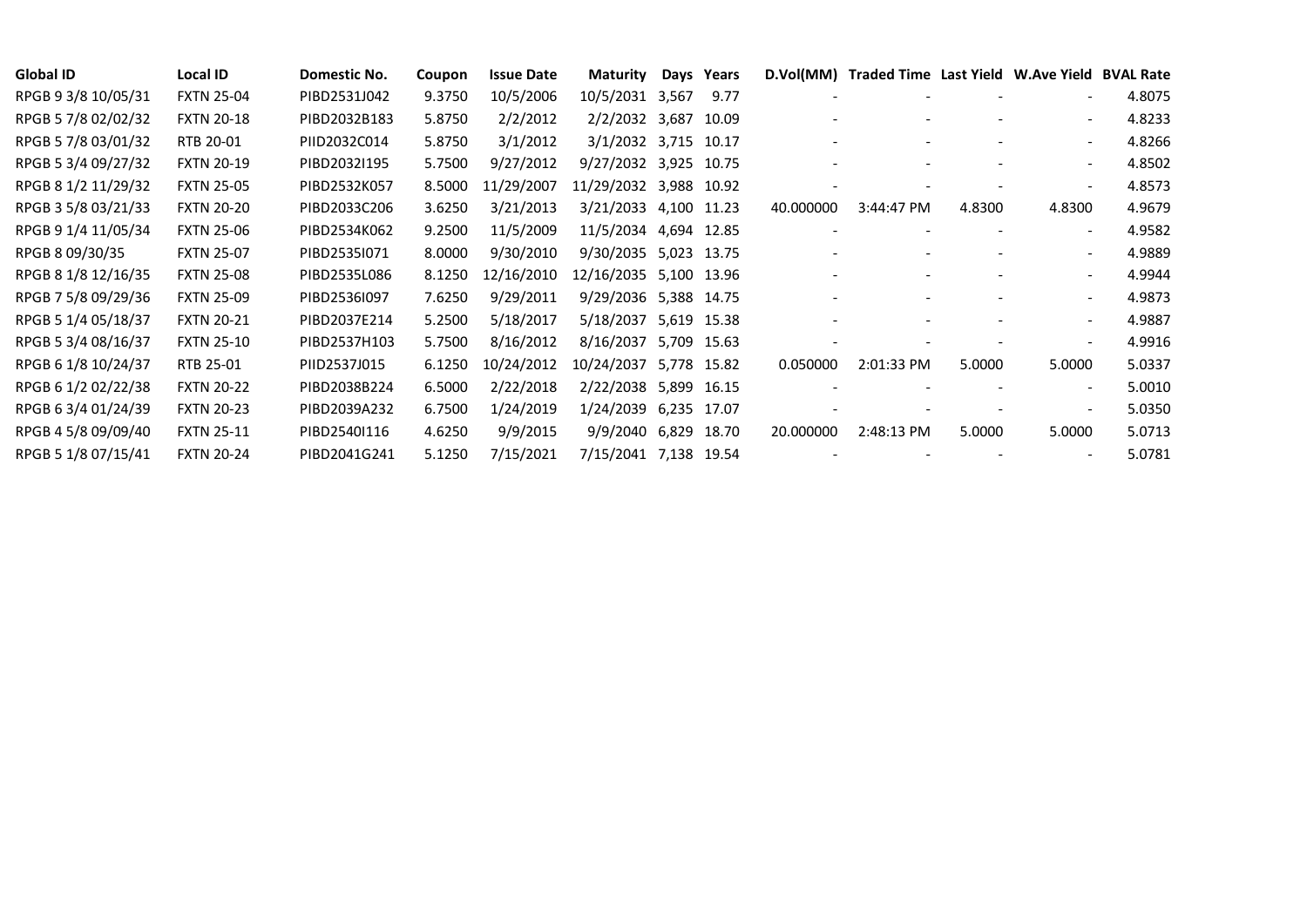| Global ID | Local ID | Domestic No. | Coupon | Issue Date | Maturity | Days | Years | D.Vol(MM) | Traded Time | Last Yield | W.Ave Yield | BVAL Rate |
|---|---|---|---|---|---|---|---|---|---|---|---|---|
| RPGB 9 3/8 10/05/31 | FXTN 25-04 | PIBD2531J042 | 9.3750 | 10/5/2006 | 10/5/2031 | 3,567 | 9.77 | - | - | - | - | 4.8075 |
| RPGB 5 7/8 02/02/32 | FXTN 20-18 | PIBD2032B183 | 5.8750 | 2/2/2012 | 2/2/2032 | 3,687 | 10.09 | - | - | - | - | 4.8233 |
| RPGB 5 7/8 03/01/32 | RTB 20-01 | PIID2032C014 | 5.8750 | 3/1/2012 | 3/1/2032 | 3,715 | 10.17 | - | - | - | - | 4.8266 |
| RPGB 5 3/4 09/27/32 | FXTN 20-19 | PIBD2032I195 | 5.7500 | 9/27/2012 | 9/27/2032 | 3,925 | 10.75 | - | - | - | - | 4.8502 |
| RPGB 8 1/2 11/29/32 | FXTN 25-05 | PIBD2532K057 | 8.5000 | 11/29/2007 | 11/29/2032 | 3,988 | 10.92 | - | - | - | - | 4.8573 |
| RPGB 3 5/8 03/21/33 | FXTN 20-20 | PIBD2033C206 | 3.6250 | 3/21/2013 | 3/21/2033 | 4,100 | 11.23 | 40.000000 | 3:44:47 PM | 4.8300 | 4.8300 | 4.9679 |
| RPGB 9 1/4 11/05/34 | FXTN 25-06 | PIBD2534K062 | 9.2500 | 11/5/2009 | 11/5/2034 | 4,694 | 12.85 | - | - | - | - | 4.9582 |
| RPGB 8 09/30/35 | FXTN 25-07 | PIBD2535I071 | 8.0000 | 9/30/2010 | 9/30/2035 | 5,023 | 13.75 | - | - | - | - | 4.9889 |
| RPGB 8 1/8 12/16/35 | FXTN 25-08 | PIBD2535L086 | 8.1250 | 12/16/2010 | 12/16/2035 | 5,100 | 13.96 | - | - | - | - | 4.9944 |
| RPGB 7 5/8 09/29/36 | FXTN 25-09 | PIBD2536I097 | 7.6250 | 9/29/2011 | 9/29/2036 | 5,388 | 14.75 | - | - | - | - | 4.9873 |
| RPGB 5 1/4 05/18/37 | FXTN 20-21 | PIBD2037E214 | 5.2500 | 5/18/2017 | 5/18/2037 | 5,619 | 15.38 | - | - | - | - | 4.9887 |
| RPGB 5 3/4 08/16/37 | FXTN 25-10 | PIBD2537H103 | 5.7500 | 8/16/2012 | 8/16/2037 | 5,709 | 15.63 | - | - | - | - | 4.9916 |
| RPGB 6 1/8 10/24/37 | RTB 25-01 | PIID2537J015 | 6.1250 | 10/24/2012 | 10/24/2037 | 5,778 | 15.82 | 0.050000 | 2:01:33 PM | 5.0000 | 5.0000 | 5.0337 |
| RPGB 6 1/2 02/22/38 | FXTN 20-22 | PIBD2038B224 | 6.5000 | 2/22/2018 | 2/22/2038 | 5,899 | 16.15 | - | - | - | - | 5.0010 |
| RPGB 6 3/4 01/24/39 | FXTN 20-23 | PIBD2039A232 | 6.7500 | 1/24/2019 | 1/24/2039 | 6,235 | 17.07 | - | - | - | - | 5.0350 |
| RPGB 4 5/8 09/09/40 | FXTN 25-11 | PIBD2540I116 | 4.6250 | 9/9/2015 | 9/9/2040 | 6,829 | 18.70 | 20.000000 | 2:48:13 PM | 5.0000 | 5.0000 | 5.0713 |
| RPGB 5 1/8 07/15/41 | FXTN 20-24 | PIBD2041G241 | 5.1250 | 7/15/2021 | 7/15/2041 | 7,138 | 19.54 | - | - | - | - | 5.0781 |